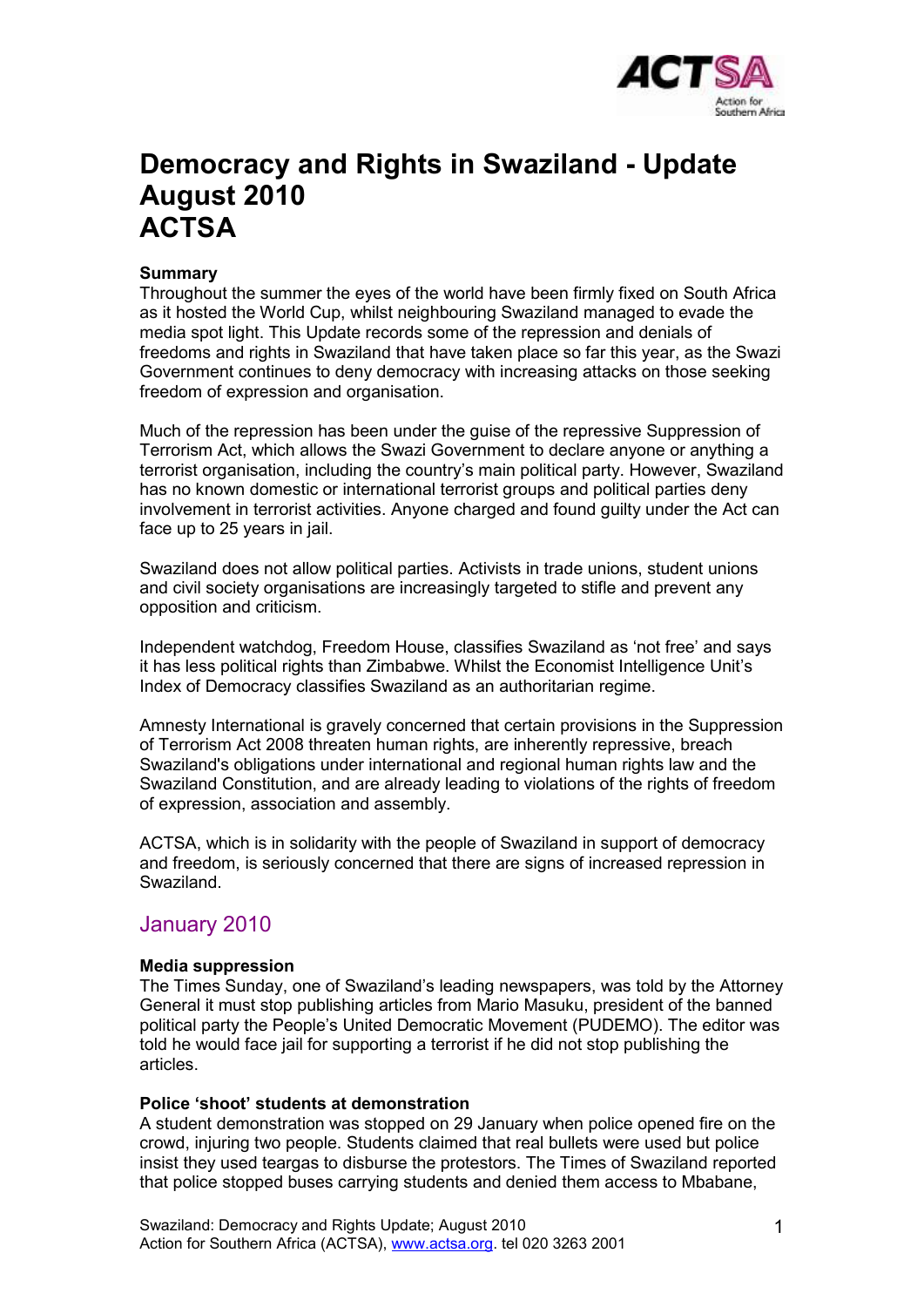# Democracy and Rights in Swaziland - Update August 2010 ACTSA

**Summary**

Throughout the summer the eyes of the world have been firmly fixed on South Africa as it hosted the World Cup, whilst neighbouring Swaziland managed to evade the media spot light. This Update records some of the repression and denials of freedoms and rights in Swaziland that have taken place so far this year, as the Swazi Government continues to deny democracy with increasing attacks on those seeking freedom of expression and organisation.

Much of the repression has been under the guise of the repressive Suppression of Terrorism Act, which allows the Swazi Government to declare anyone or anything a terrorist organisation, including the country's main political party. However, Swaziland has no known domestic or international terrorist groups and political parties deny involvement in terrorist activities. Anyone charged and found guilty under the Act can face up to 25 years in jail.

Swaziland does not allow political parties. Activists in trade unions, student unions and civil society organisations are increasingly targeted to stifle and prevent any opposition and criticism.

Independent watchdog, Freedom House, classifies Swaziland as 'not free' and says it has less political rights than Zimbabwe. Whilst the Economist Intelligence Unit's Index of Democracy classifies Swaziland as an authoritarian regime.

Amnesty International is gravely concerned that certain provisions in the Suppression of Terrorism Act 2008 threaten human rights, are inherently repressive, breach Swaziland's obligations under international and regional human rights law and the Swaziland Constitution, and are already leading to violations of the rights of freedom of expression, association and assembly.

ACTSA, which is in solidarity with the people of Swaziland in support of democracy and freedom, is seriously concerned that there are signs of increased repression in Swaziland.

## January 2010

**Media suppression**

The Times Sunday, one of Swaziland's leading newspapers, was told by the Attorney General it must stop publishing articles from Mario Masuku, president of the banned political party the People's United Democratic Movement (PUDEMO). The editor was told he would face jail for supporting a terrorist if he did not stop publishing the articles.

**Police 'shoot' students at demonstration**

A student demonstration was stopped on 29 January when police opened fire on the crowd, injuring two people. Students claimed that real bullets were used but police insist they used teargas to disburse the protestors. The Times of Swaziland reported that police stopped buses carrying students and denied them access to Mbabane,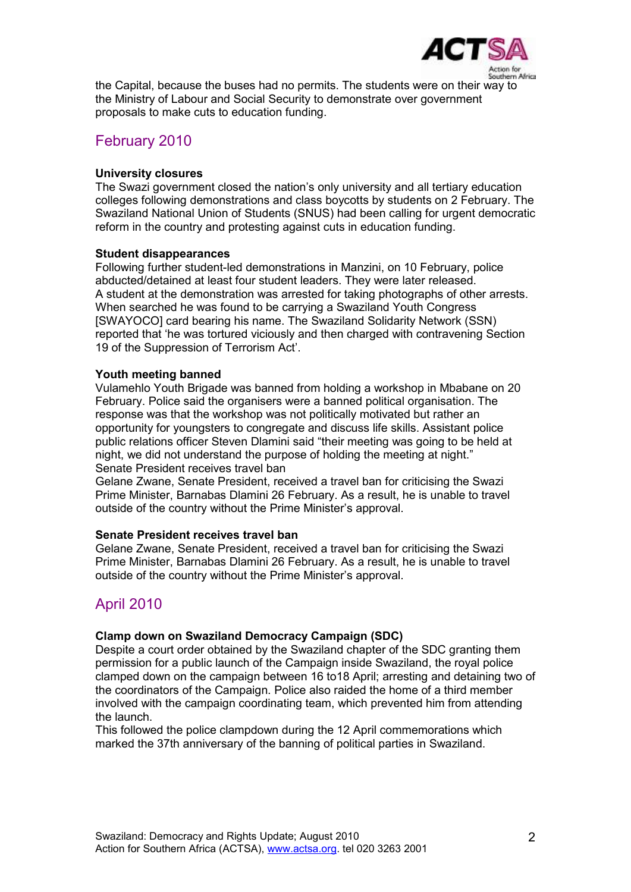the Capital, because the buses had no permits. The students were on their way to the Ministry of Labour and Social Security to demonstrate over government proposals to make cuts to education funding.

## February 2010

**University closures**

The Swazi government closed the nation's only university and all tertiary education colleges following demonstrations and class boycotts by students on 2 February. The Swaziland National Union of Students (SNUS) had been calling for urgent democratic reform in the country and protesting against cuts in education funding.

**Student disappearances**

Following further student-led demonstrations in Manzini, on 10 February, police abducted/detained at least four student leaders. They were later released.
A student at the demonstration was arrested for taking photographs of other arrests. When searched he was found to be carrying a Swaziland Youth Congress [SWAYOCO] card bearing his name. The Swaziland Solidarity Network (SSN) reported that 'he was tortured viciously and then charged with contravening Section 19 of the Suppression of Terrorism Act'.

**Youth meeting banned**

Vulamehlo Youth Brigade was banned from holding a workshop in Mbabane on 20 February. Police said the organisers were a banned political organisation. The response was that the workshop was not politically motivated but rather an opportunity for youngsters to congregate and discuss life skills. Assistant police public relations officer Steven Dlamini said "their meeting was going to be held at night, we did not understand the purpose of holding the meeting at night."
Senate President receives travel ban
Gelane Zwane, Senate President, received a travel ban for criticising the Swazi Prime Minister, Barnabas Dlamini 26 February. As a result, he is unable to travel outside of the country without the Prime Minister's approval.

**Senate President receives travel ban**

Gelane Zwane, Senate President, received a travel ban for criticising the Swazi Prime Minister, Barnabas Dlamini 26 February. As a result, he is unable to travel outside of the country without the Prime Minister's approval.

## April 2010

**Clamp down on Swaziland Democracy Campaign (SDC)**

Despite a court order obtained by the Swaziland chapter of the SDC granting them permission for a public launch of the Campaign inside Swaziland, the royal police clamped down on the campaign between 16 to18 April; arresting and detaining two of the coordinators of the Campaign. Police also raided the home of a third member involved with the campaign coordinating team, which prevented him from attending the launch.
This followed the police clampdown during the 12 April commemorations which marked the 37th anniversary of the banning of political parties in Swaziland.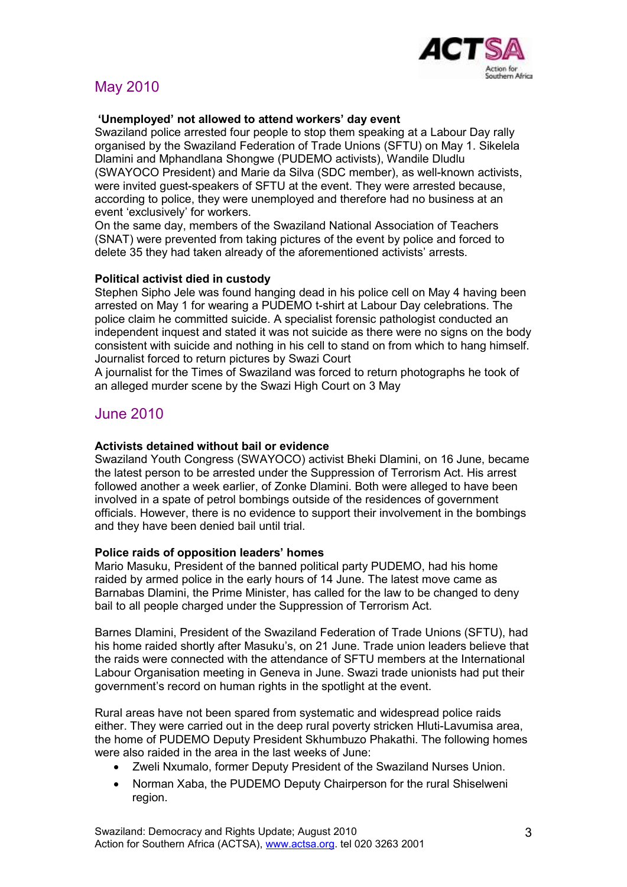## May 2010

**'Unemployed' not allowed to attend workers' day event**

Swaziland police arrested four people to stop them speaking at a Labour Day rally organised by the Swaziland Federation of Trade Unions (SFTU) on May 1. Sikelela Dlamini and Mphandlana Shongwe (PUDEMO activists), Wandile Dludlu (SWAYOCO President) and Marie da Silva (SDC member), as well-known activists, were invited guest-speakers of SFTU at the event. They were arrested because, according to police, they were unemployed and therefore had no business at an event 'exclusively' for workers.

On the same day, members of the Swaziland National Association of Teachers (SNAT) were prevented from taking pictures of the event by police and forced to delete 35 they had taken already of the aforementioned activists' arrests.

**Political activist died in custody**

Stephen Sipho Jele was found hanging dead in his police cell on May 4 having been arrested on May 1 for wearing a PUDEMO t-shirt at Labour Day celebrations. The police claim he committed suicide. A specialist forensic pathologist conducted an independent inquest and stated it was not suicide as there were no signs on the body consistent with suicide and nothing in his cell to stand on from which to hang himself.

Journalist forced to return pictures by Swazi Court

A journalist for the Times of Swaziland was forced to return photographs he took of an alleged murder scene by the Swazi High Court on 3 May

## June 2010

**Activists detained without bail or evidence**

Swaziland Youth Congress (SWAYOCO) activist Bheki Dlamini, on 16 June, became the latest person to be arrested under the Suppression of Terrorism Act. His arrest followed another a week earlier, of Zonke Dlamini. Both were alleged to have been involved in a spate of petrol bombings outside of the residences of government officials. However, there is no evidence to support their involvement in the bombings and they have been denied bail until trial.

**Police raids of opposition leaders' homes**

Mario Masuku, President of the banned political party PUDEMO, had his home raided by armed police in the early hours of 14 June. The latest move came as Barnabas Dlamini, the Prime Minister, has called for the law to be changed to deny bail to all people charged under the Suppression of Terrorism Act.

Barnes Dlamini, President of the Swaziland Federation of Trade Unions (SFTU), had his home raided shortly after Masuku's, on 21 June. Trade union leaders believe that the raids were connected with the attendance of SFTU members at the International Labour Organisation meeting in Geneva in June. Swazi trade unionists had put their government's record on human rights in the spotlight at the event.

Rural areas have not been spared from systematic and widespread police raids either. They were carried out in the deep rural poverty stricken Hluti-Lavumisa area, the home of PUDEMO Deputy President Skhumbuzo Phakathi. The following homes were also raided in the area in the last weeks of June:

- Zweli Nxumalo, former Deputy President of the Swaziland Nurses Union.
- Norman Xaba, the PUDEMO Deputy Chairperson for the rural Shiselweni region.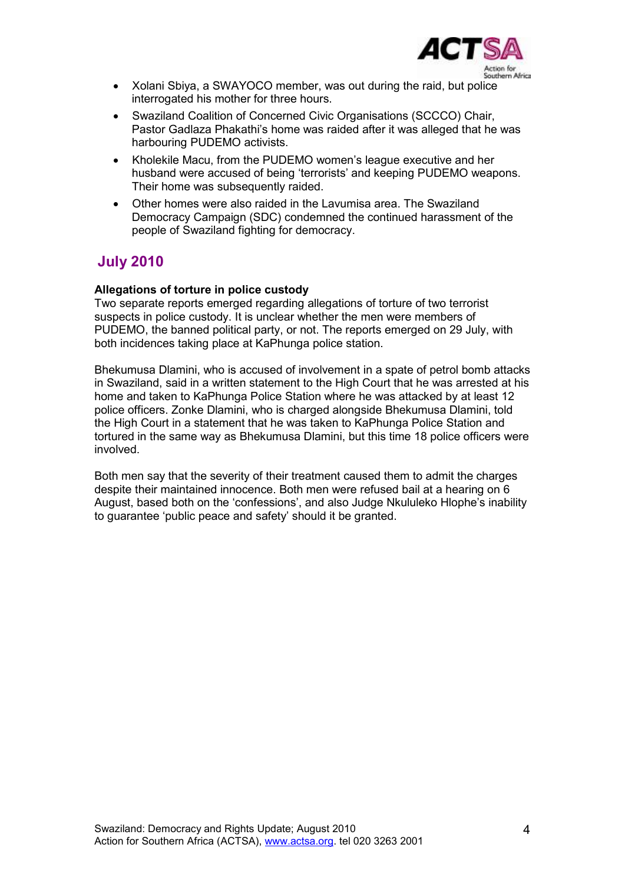- Xolani Sbiya, a SWAYOCO member, was out during the raid, but police interrogated his mother for three hours.
- Swaziland Coalition of Concerned Civic Organisations (SCCCO) Chair, Pastor Gadlaza Phakathi's home was raided after it was alleged that he was harbouring PUDEMO activists.
- Kholekile Macu, from the PUDEMO women's league executive and her husband were accused of being 'terrorists' and keeping PUDEMO weapons. Their home was subsequently raided.
- Other homes were also raided in the Lavumisa area. The Swaziland Democracy Campaign (SDC) condemned the continued harassment of the people of Swaziland fighting for democracy.

## July 2010

**Allegations of torture in police custody**

Two separate reports emerged regarding allegations of torture of two terrorist suspects in police custody. It is unclear whether the men were members of PUDEMO, the banned political party, or not. The reports emerged on 29 July, with both incidences taking place at KaPhunga police station.

Bhekumusa Dlamini, who is accused of involvement in a spate of petrol bomb attacks in Swaziland, said in a written statement to the High Court that he was arrested at his home and taken to KaPhunga Police Station where he was attacked by at least 12 police officers. Zonke Dlamini, who is charged alongside Bhekumusa Dlamini, told the High Court in a statement that he was taken to KaPhunga Police Station and tortured in the same way as Bhekumusa Dlamini, but this time 18 police officers were involved.

Both men say that the severity of their treatment caused them to admit the charges despite their maintained innocence. Both men were refused bail at a hearing on 6 August, based both on the 'confessions', and also Judge Nkululeko Hlophe's inability to guarantee 'public peace and safety' should it be granted.